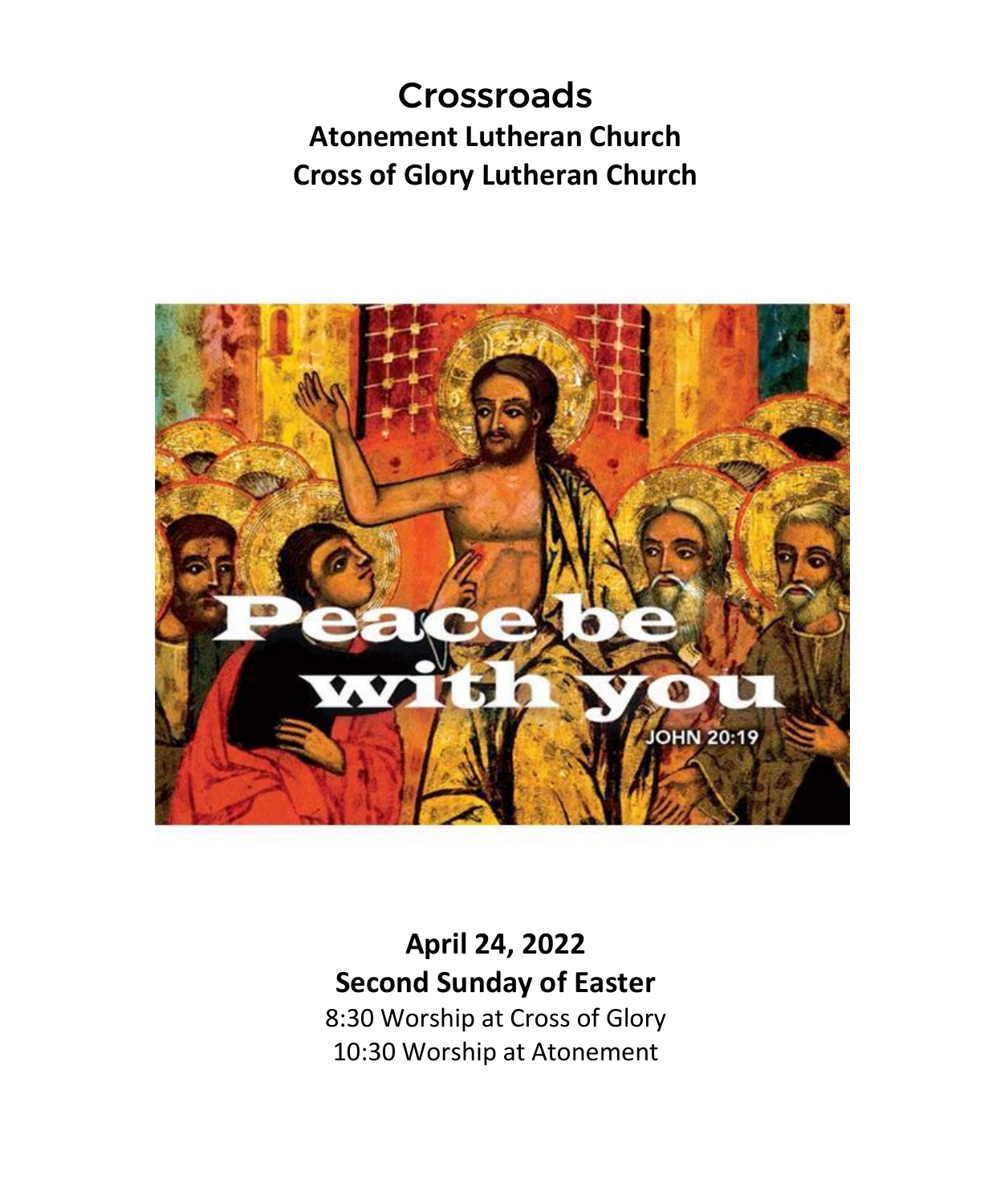# Crossroads

## Atonement Lutheran Church
## Cross of Glory Lutheran Church

**April 24, 2022**
**Second Sunday of Easter**

8:30 Worship at Cross of Glory
10:30 Worship at Atonement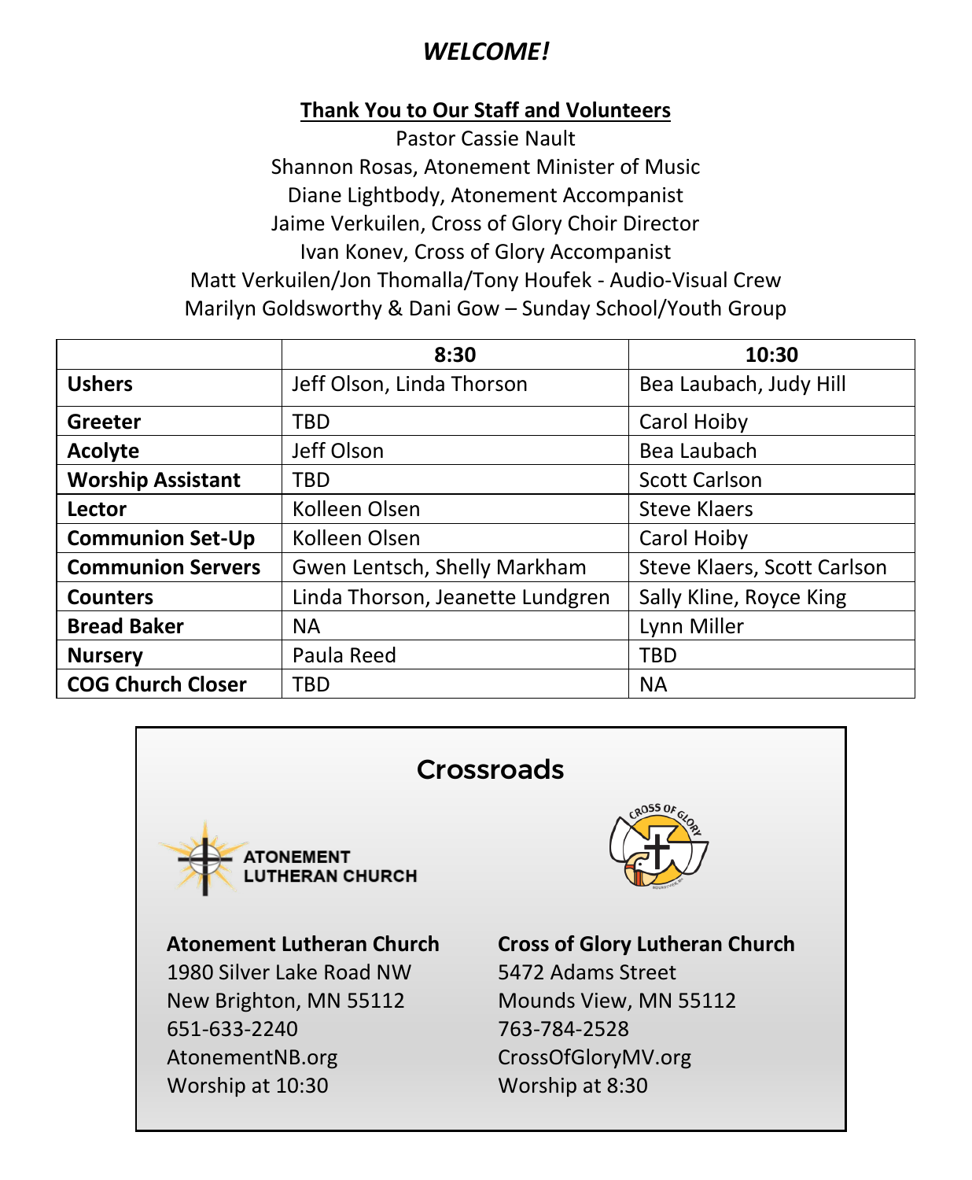# *WELCOME!*

**Thank You to Our Staff and Volunteers**

Pastor Cassie Nault
Shannon Rosas, Atonement Minister of Music
Diane Lightbody, Atonement Accompanist
Jaime Verkuilen, Cross of Glory Choir Director
Ivan Konev, Cross of Glory Accompanist
Matt Verkuilen/Jon Thomalla/Tony Houfek - Audio-Visual Crew
Marilyn Goldsworthy & Dani Gow – Sunday School/Youth Group

| | **8:30** | **10:30** |
|---|---|---|
| **Ushers** | Jeff Olson, Linda Thorson | Bea Laubach, Judy Hill |
| **Greeter** | TBD | Carol Hoiby |
| **Acolyte** | Jeff Olson | Bea Laubach |
| **Worship Assistant** | TBD | Scott Carlson |
| **Lector** | Kolleen Olsen | Steve Klaers |
| **Communion Set-Up** | Kolleen Olsen | Carol Hoiby |
| **Communion Servers** | Gwen Lentsch, Shelly Markham | Steve Klaers, Scott Carlson |
| **Counters** | Linda Thorson, Jeanette Lundgren | Sally Kline, Royce King |
| **Bread Baker** | NA | Lynn Miller |
| **Nursery** | Paula Reed | TBD |
| **COG Church Closer** | TBD | NA |

## Crossroads

ATONEMENT LUTHERAN CHURCH

CROSS OF GLORY

**Atonement Lutheran Church**
1980 Silver Lake Road NW
New Brighton, MN 55112
651-633-2240
AtonementNB.org
Worship at 10:30

**Cross of Glory Lutheran Church**
5472 Adams Street
Mounds View, MN 55112
763-784-2528
CrossOfGloryMV.org
Worship at 8:30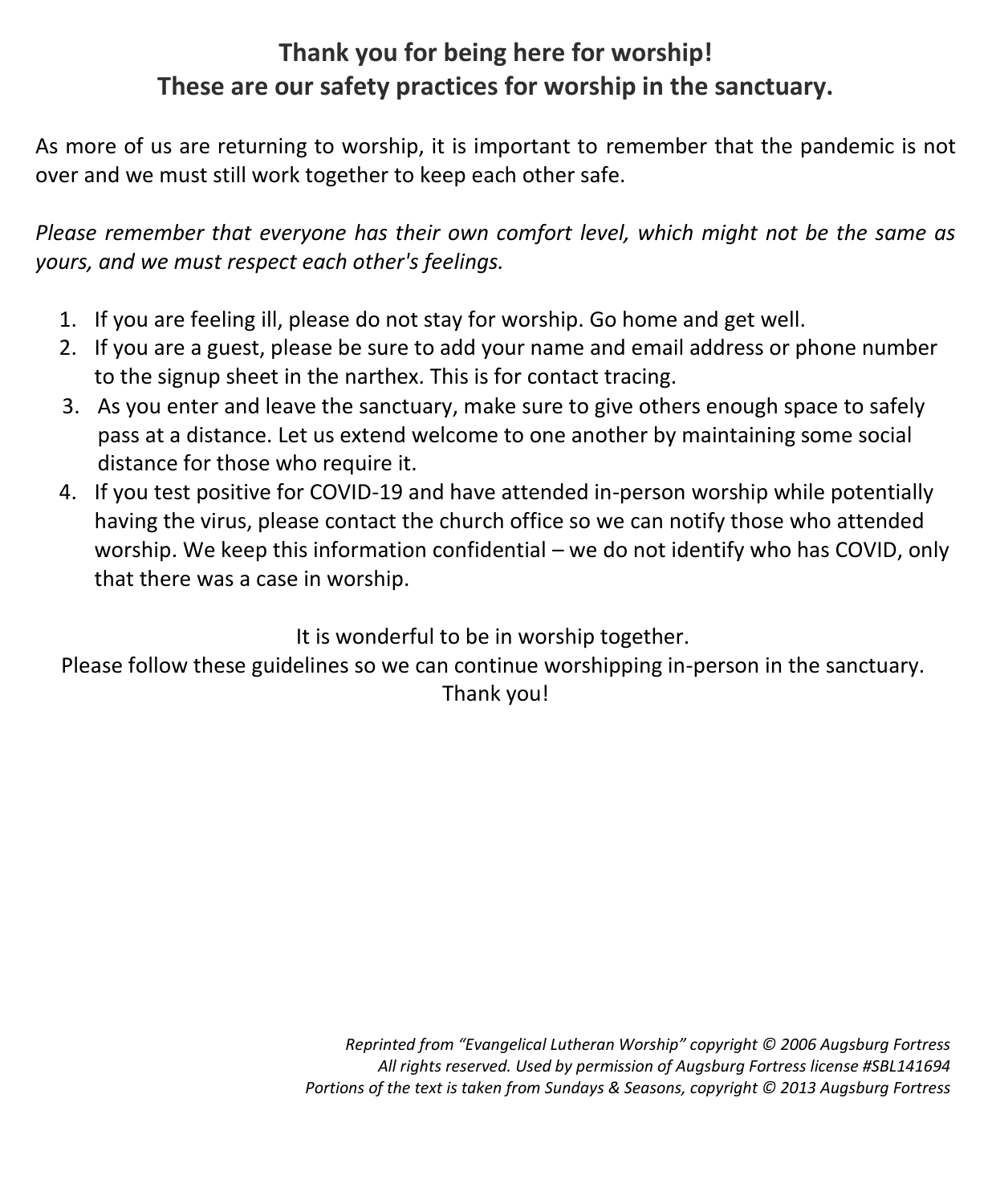**Thank you for being here for worship!**
**These are our safety practices for worship in the sanctuary.**

As more of us are returning to worship, it is important to remember that the pandemic is not over and we must still work together to keep each other safe.

*Please remember that everyone has their own comfort level, which might not be the same as yours, and we must respect each other's feelings.*

1. If you are feeling ill, please do not stay for worship. Go home and get well.
2. If you are a guest, please be sure to add your name and email address or phone number to the signup sheet in the narthex. This is for contact tracing.
3. As you enter and leave the sanctuary, make sure to give others enough space to safely pass at a distance. Let us extend welcome to one another by maintaining some social distance for those who require it.
4. If you test positive for COVID-19 and have attended in-person worship while potentially having the virus, please contact the church office so we can notify those who attended worship. We keep this information confidential – we do not identify who has COVID, only that there was a case in worship.

It is wonderful to be in worship together.
Please follow these guidelines so we can continue worshipping in-person in the sanctuary.
Thank you!

*Reprinted from "Evangelical Lutheran Worship" copyright © 2006 Augsburg Fortress*
*All rights reserved. Used by permission of Augsburg Fortress license #SBL141694*
*Portions of the text is taken from Sundays & Seasons, copyright © 2013 Augsburg Fortress*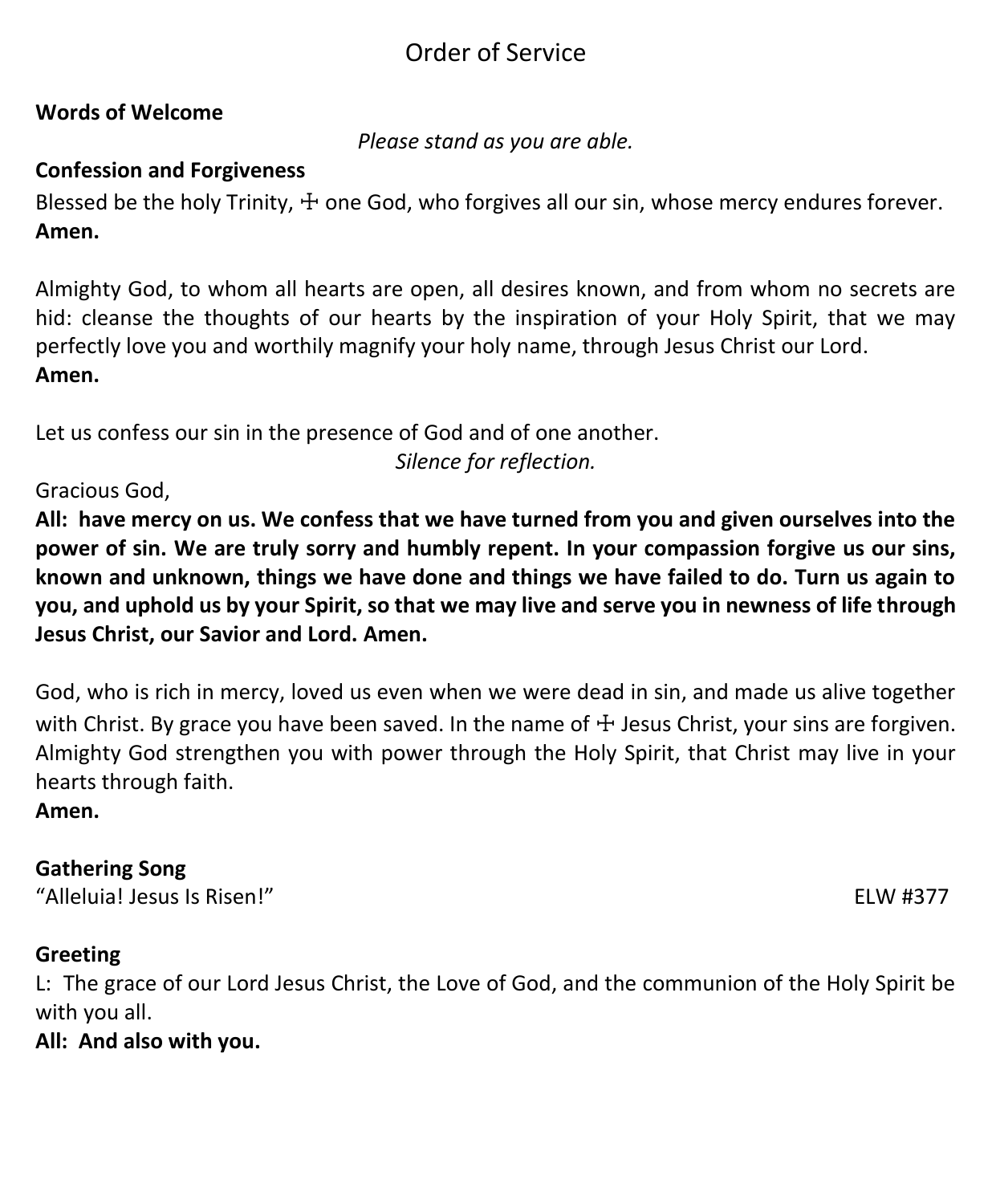# Order of Service

**Words of Welcome**

*Please stand as you are able.*

**Confession and Forgiveness**

Blessed be the holy Trinity, ☩ one God, who forgives all our sin, whose mercy endures forever.
**Amen.**

Almighty God, to whom all hearts are open, all desires known, and from whom no secrets are hid: cleanse the thoughts of our hearts by the inspiration of your Holy Spirit, that we may perfectly love you and worthily magnify your holy name, through Jesus Christ our Lord.
**Amen.**

Let us confess our sin in the presence of God and of one another.

*Silence for reflection.*

Gracious God,
**All: have mercy on us. We confess that we have turned from you and given ourselves into the power of sin. We are truly sorry and humbly repent. In your compassion forgive us our sins, known and unknown, things we have done and things we have failed to do. Turn us again to you, and uphold us by your Spirit, so that we may live and serve you in newness of life through Jesus Christ, our Savior and Lord. Amen.**

God, who is rich in mercy, loved us even when we were dead in sin, and made us alive together with Christ. By grace you have been saved. In the name of ☩ Jesus Christ, your sins are forgiven. Almighty God strengthen you with power through the Holy Spirit, that Christ may live in your hearts through faith.
**Amen.**

**Gathering Song**
"Alleluia! Jesus Is Risen!" ELW #377

**Greeting**
L: The grace of our Lord Jesus Christ, the Love of God, and the communion of the Holy Spirit be with you all.
**All: And also with you.**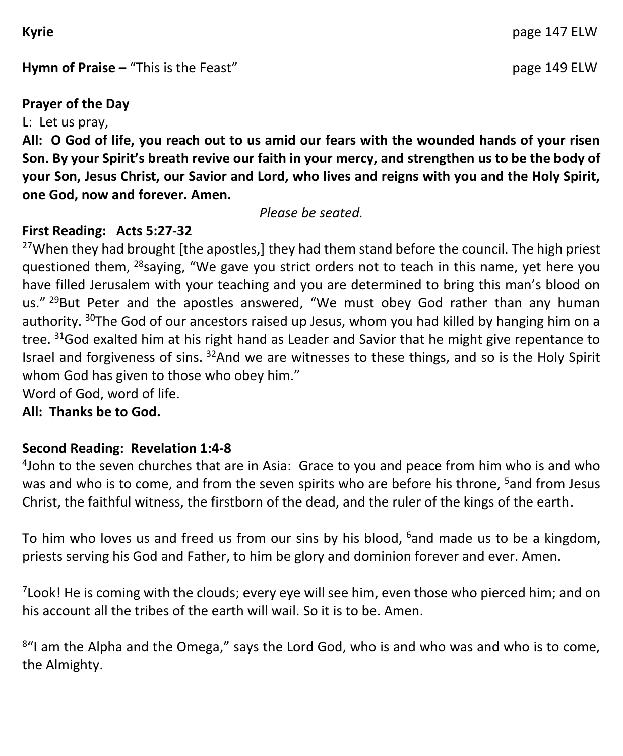**Kyrie** page 147 ELW

**Hymn of Praise –** "This is the Feast" page 149 ELW

**Prayer of the Day**

L: Let us pray,

**All: O God of life, you reach out to us amid our fears with the wounded hands of your risen Son. By your Spirit's breath revive our faith in your mercy, and strengthen us to be the body of your Son, Jesus Christ, our Savior and Lord, who lives and reigns with you and the Holy Spirit, one God, now and forever. Amen.**

*Please be seated.*

**First Reading: Acts 5:27-32**

[27]When they had brought [the apostles,] they had them stand before the council. The high priest questioned them, [28]saying, "We gave you strict orders not to teach in this name, yet here you have filled Jerusalem with your teaching and you are determined to bring this man's blood on us." [29]But Peter and the apostles answered, "We must obey God rather than any human authority. [30]The God of our ancestors raised up Jesus, whom you had killed by hanging him on a tree. [31]God exalted him at his right hand as Leader and Savior that he might give repentance to Israel and forgiveness of sins. [32]And we are witnesses to these things, and so is the Holy Spirit whom God has given to those who obey him."

Word of God, word of life.

**All: Thanks be to God.**

**Second Reading: Revelation 1:4-8**

[4]John to the seven churches that are in Asia: Grace to you and peace from him who is and who was and who is to come, and from the seven spirits who are before his throne, [5]and from Jesus Christ, the faithful witness, the firstborn of the dead, and the ruler of the kings of the earth.

To him who loves us and freed us from our sins by his blood, [6]and made us to be a kingdom, priests serving his God and Father, to him be glory and dominion forever and ever. Amen.

[7]Look! He is coming with the clouds; every eye will see him, even those who pierced him; and on his account all the tribes of the earth will wail. So it is to be. Amen.

[8]"I am the Alpha and the Omega," says the Lord God, who is and who was and who is to come, the Almighty.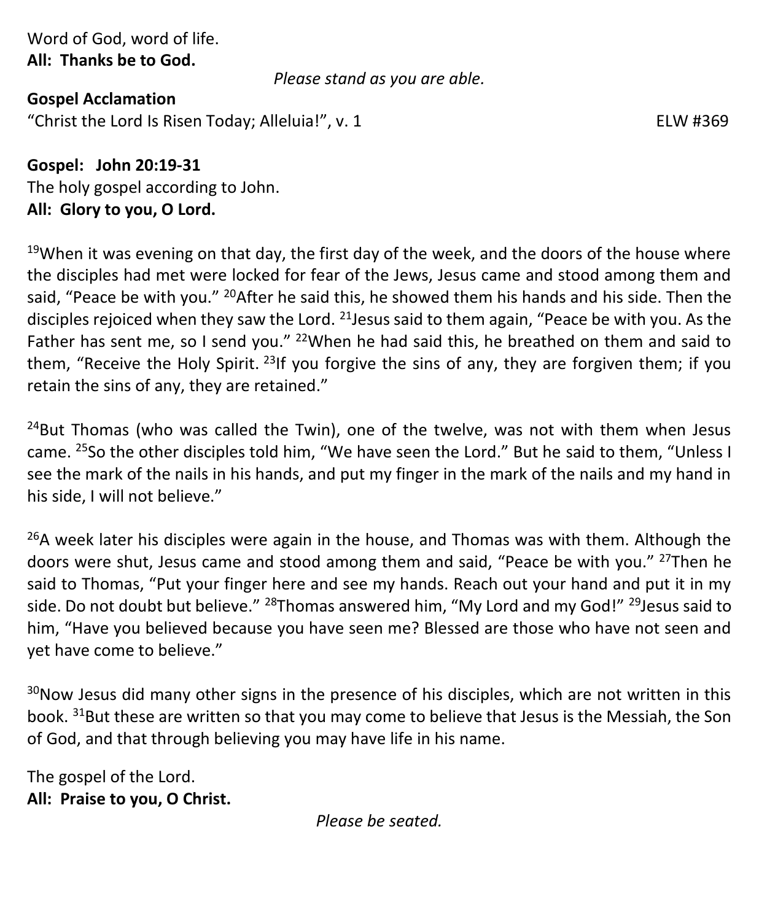Word of God, word of life.
**All: Thanks be to God.**

*Please stand as you are able.*

**Gospel Acclamation**
"Christ the Lord Is Risen Today; Alleluia!", v. 1 ELW #369

**Gospel: John 20:19-31**
The holy gospel according to John.
**All: Glory to you, O Lord.**

[19]When it was evening on that day, the first day of the week, and the doors of the house where the disciples had met were locked for fear of the Jews, Jesus came and stood among them and said, "Peace be with you." [20]After he said this, he showed them his hands and his side. Then the disciples rejoiced when they saw the Lord. [21]Jesus said to them again, "Peace be with you. As the Father has sent me, so I send you." [22]When he had said this, he breathed on them and said to them, "Receive the Holy Spirit. [23]If you forgive the sins of any, they are forgiven them; if you retain the sins of any, they are retained."

[24]But Thomas (who was called the Twin), one of the twelve, was not with them when Jesus came. [25]So the other disciples told him, "We have seen the Lord." But he said to them, "Unless I see the mark of the nails in his hands, and put my finger in the mark of the nails and my hand in his side, I will not believe."

[26]A week later his disciples were again in the house, and Thomas was with them. Although the doors were shut, Jesus came and stood among them and said, "Peace be with you." [27]Then he said to Thomas, "Put your finger here and see my hands. Reach out your hand and put it in my side. Do not doubt but believe." [28]Thomas answered him, "My Lord and my God!" [29]Jesus said to him, "Have you believed because you have seen me? Blessed are those who have not seen and yet have come to believe."

[30]Now Jesus did many other signs in the presence of his disciples, which are not written in this book. [31]But these are written so that you may come to believe that Jesus is the Messiah, the Son of God, and that through believing you may have life in his name.

The gospel of the Lord.
**All: Praise to you, O Christ.**

*Please be seated.*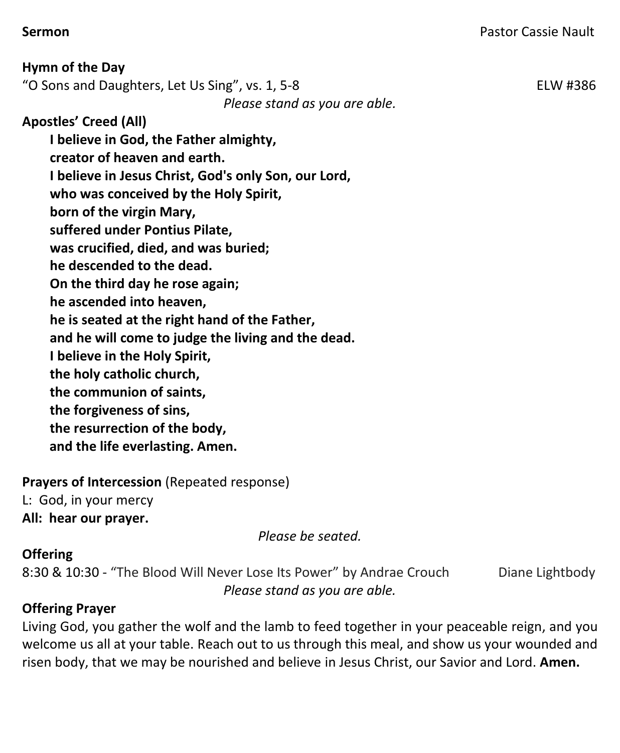**Sermon** Pastor Cassie Nault

**Hymn of the Day**

"O Sons and Daughters, Let Us Sing", vs. 1, 5-8 ELW #386

*Please stand as you are able.*

**Apostles' Creed (All)**

**I believe in God, the Father almighty,**
**creator of heaven and earth.**
**I believe in Jesus Christ, God's only Son, our Lord,**
**who was conceived by the Holy Spirit,**
**born of the virgin Mary,**
**suffered under Pontius Pilate,**
**was crucified, died, and was buried;**
**he descended to the dead.**
**On the third day he rose again;**
**he ascended into heaven,**
**he is seated at the right hand of the Father,**
**and he will come to judge the living and the dead.**
**I believe in the Holy Spirit,**
**the holy catholic church,**
**the communion of saints,**
**the forgiveness of sins,**
**the resurrection of the body,**
**and the life everlasting. Amen.**

**Prayers of Intercession** (Repeated response)

L: God, in your mercy
**All: hear our prayer.**

*Please be seated.*

**Offering**

8:30 & 10:30 - "The Blood Will Never Lose Its Power" by Andrae Crouch Diane Lightbody

*Please stand as you are able.*

**Offering Prayer**

Living God, you gather the wolf and the lamb to feed together in your peaceable reign, and you welcome us all at your table. Reach out to us through this meal, and show us your wounded and risen body, that we may be nourished and believe in Jesus Christ, our Savior and Lord. **Amen.**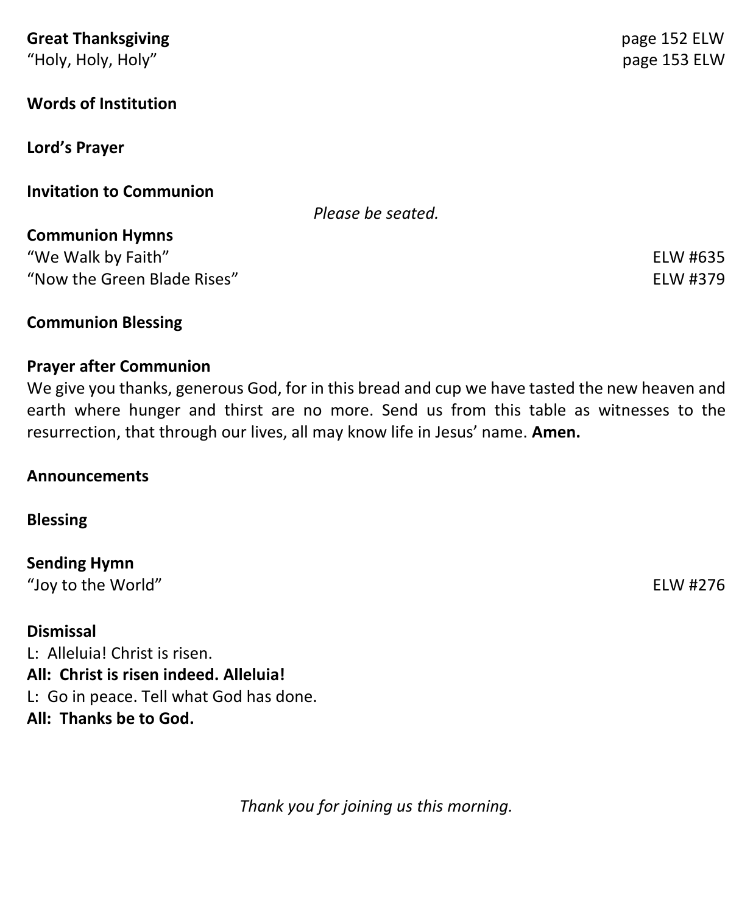**Great Thanksgiving** page 152 ELW
"Holy, Holy, Holy" page 153 ELW

**Words of Institution**

**Lord's Prayer**

**Invitation to Communion**

*Please be seated.*

**Communion Hymns**
"We Walk by Faith" ELW #635
"Now the Green Blade Rises" ELW #379

**Communion Blessing**

**Prayer after Communion**
We give you thanks, generous God, for in this bread and cup we have tasted the new heaven and earth where hunger and thirst are no more. Send us from this table as witnesses to the resurrection, that through our lives, all may know life in Jesus' name. **Amen.**

**Announcements**

**Blessing**

**Sending Hymn**
"Joy to the World" ELW #276

**Dismissal**
L: Alleluia! Christ is risen.
**All: Christ is risen indeed. Alleluia!**
L: Go in peace. Tell what God has done.
**All: Thanks be to God.**

*Thank you for joining us this morning.*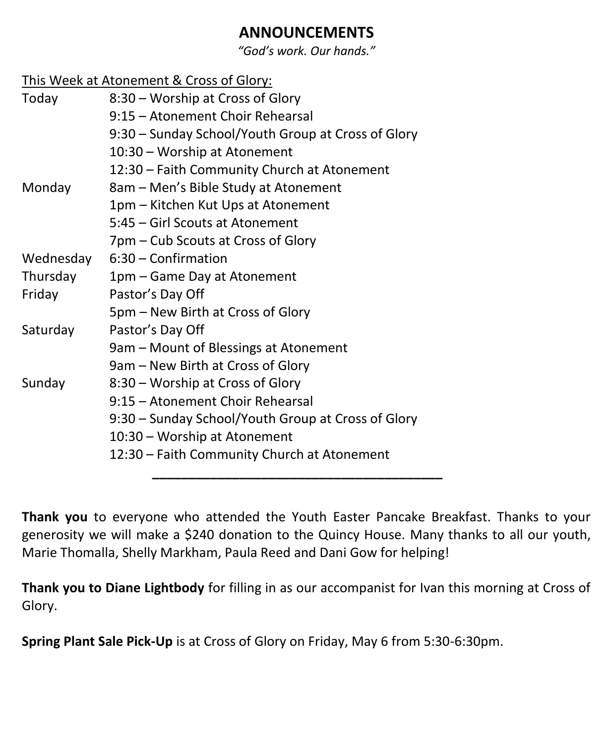# ANNOUNCEMENTS

*"God's work. Our hands."*

This Week at Atonement & Cross of Glory:

| | |
|---|---|
| Today | 8:30 – Worship at Cross of Glory |
| | 9:15 – Atonement Choir Rehearsal |
| | 9:30 – Sunday School/Youth Group at Cross of Glory |
| | 10:30 – Worship at Atonement |
| | 12:30 – Faith Community Church at Atonement |
| Monday | 8am – Men's Bible Study at Atonement |
| | 1pm – Kitchen Kut Ups at Atonement |
| | 5:45 – Girl Scouts at Atonement |
| | 7pm – Cub Scouts at Cross of Glory |
| Wednesday | 6:30 – Confirmation |
| Thursday | 1pm – Game Day at Atonement |
| Friday | Pastor's Day Off |
| | 5pm – New Birth at Cross of Glory |
| Saturday | Pastor's Day Off |
| | 9am – Mount of Blessings at Atonement |
| | 9am – New Birth at Cross of Glory |
| Sunday | 8:30 – Worship at Cross of Glory |
| | 9:15 – Atonement Choir Rehearsal |
| | 9:30 – Sunday School/Youth Group at Cross of Glory |
| | 10:30 – Worship at Atonement |
| | 12:30 – Faith Community Church at Atonement |

---

**Thank you** to everyone who attended the Youth Easter Pancake Breakfast. Thanks to your generosity we will make a $240 donation to the Quincy House. Many thanks to all our youth, Marie Thomalla, Shelly Markham, Paula Reed and Dani Gow for helping!

**Thank you to Diane Lightbody** for filling in as our accompanist for Ivan this morning at Cross of Glory.

**Spring Plant Sale Pick-Up** is at Cross of Glory on Friday, May 6 from 5:30-6:30pm.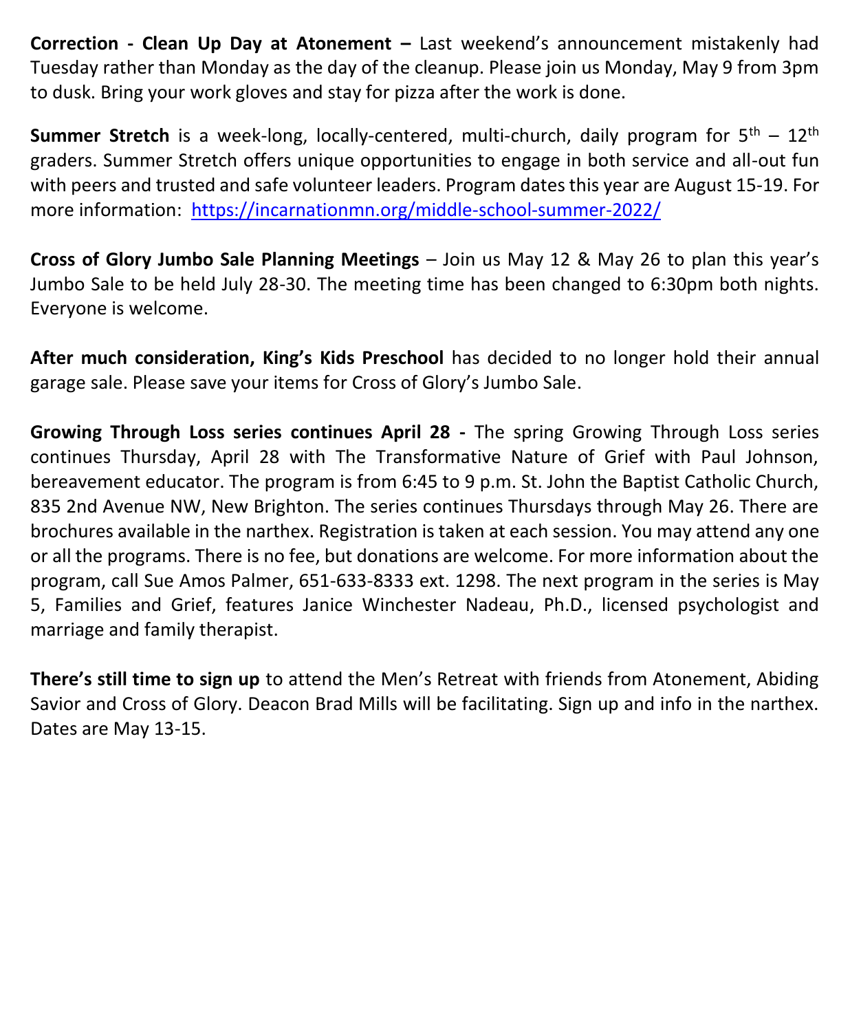**Correction - Clean Up Day at Atonement –** Last weekend's announcement mistakenly had Tuesday rather than Monday as the day of the cleanup. Please join us Monday, May 9 from 3pm to dusk. Bring your work gloves and stay for pizza after the work is done.

**Summer Stretch** is a week-long, locally-centered, multi-church, daily program for 5th – 12th graders. Summer Stretch offers unique opportunities to engage in both service and all-out fun with peers and trusted and safe volunteer leaders. Program dates this year are August 15-19. For more information: https://incarnationmn.org/middle-school-summer-2022/

**Cross of Glory Jumbo Sale Planning Meetings** – Join us May 12 & May 26 to plan this year's Jumbo Sale to be held July 28-30. The meeting time has been changed to 6:30pm both nights. Everyone is welcome.

**After much consideration, King's Kids Preschool** has decided to no longer hold their annual garage sale. Please save your items for Cross of Glory's Jumbo Sale.

**Growing Through Loss series continues April 28 -** The spring Growing Through Loss series continues Thursday, April 28 with The Transformative Nature of Grief with Paul Johnson, bereavement educator. The program is from 6:45 to 9 p.m. St. John the Baptist Catholic Church, 835 2nd Avenue NW, New Brighton. The series continues Thursdays through May 26. There are brochures available in the narthex. Registration is taken at each session. You may attend any one or all the programs. There is no fee, but donations are welcome. For more information about the program, call Sue Amos Palmer, 651-633-8333 ext. 1298. The next program in the series is May 5, Families and Grief, features Janice Winchester Nadeau, Ph.D., licensed psychologist and marriage and family therapist.

**There's still time to sign up** to attend the Men's Retreat with friends from Atonement, Abiding Savior and Cross of Glory. Deacon Brad Mills will be facilitating. Sign up and info in the narthex. Dates are May 13-15.